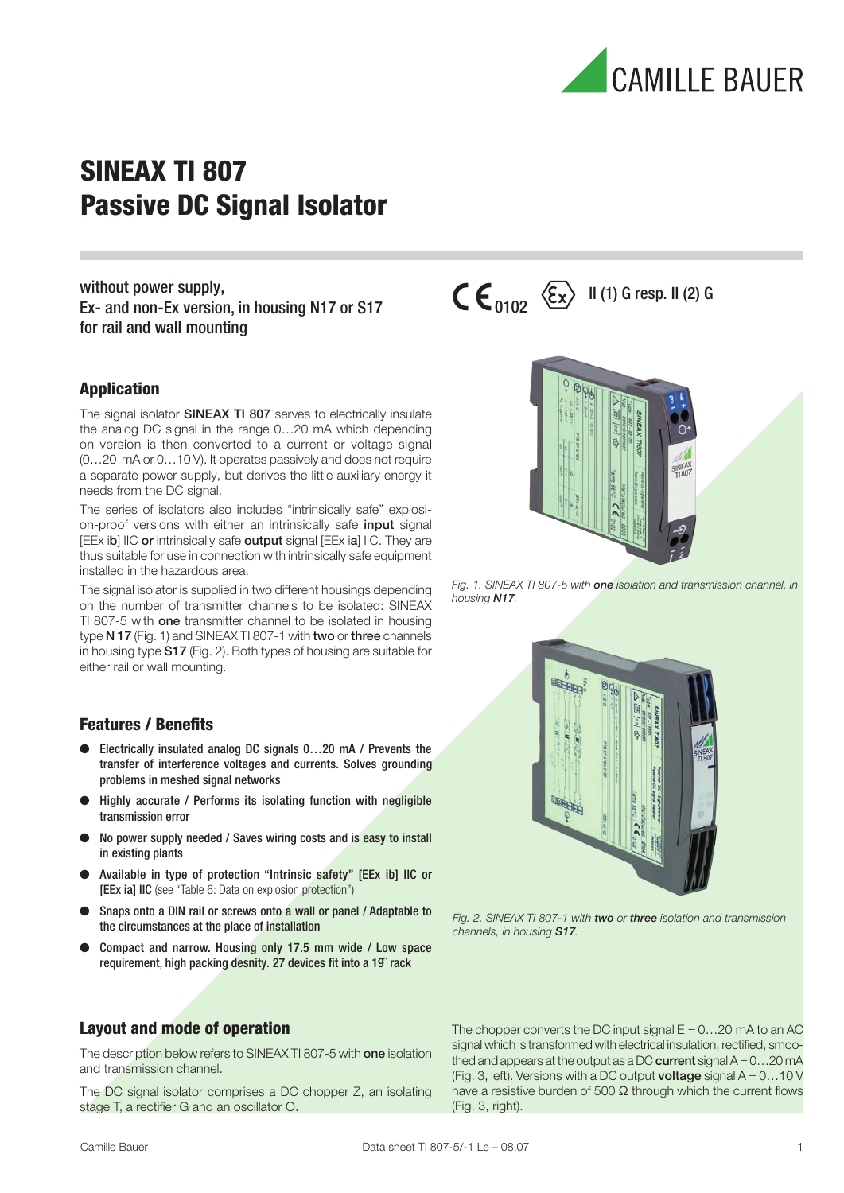# SINEAX TI 807
# Passive DC Signal Isolator

without power supply,
Ex- and non-Ex version, in housing N17 or S17
for rail and wall mounting

CE 0102 II (1) G resp. II (2) G

## Application

The signal isolator **SINEAX TI 807** serves to electrically insulate the analog DC signal in the range 0…20 mA which depending on version is then converted to a current or voltage signal (0…20 mA or 0…10 V). It operates passively and does not require a separate power supply, but derives the little auxiliary energy it needs from the DC signal.

The series of isolators also includes "intrinsically safe" explosion-proof versions with either an intrinsically safe **input** signal [EEx i**b**] IIC **or** intrinsically safe **output** signal [EEx i**a**] IIC. They are thus suitable for use in connection with intrinsically safe equipment installed in the hazardous area.

The signal isolator is supplied in two different housings depending on the number of transmitter channels to be isolated: SINEAX TI 807-5 with **one** transmitter channel to be isolated in housing type **N 17** (Fig. 1) and SINEAX TI 807-1 with **two** or **three** channels in housing type **S17** (Fig. 2). Both types of housing are suitable for either rail or wall mounting.

*Fig. 1. SINEAX TI 807-5 with **one** isolation and transmission channel, in housing **N17**.*

*Fig. 2. SINEAX TI 807-1 with **two** or **three** isolation and transmission channels, in housing **S17**.*

## Features / Benefits

- Electrically insulated analog DC signals 0…20 mA / Prevents the transfer of interference voltages and currents. Solves grounding problems in meshed signal networks
- Highly accurate / Performs its isolating function with negligible transmission error
- No power supply needed / Saves wiring costs and is easy to install in existing plants
- Available in type of protection "Intrinsic safety" [EEx ib] IIC or [EEx ia] IIC (see "Table 6: Data on explosion protection")
- Snaps onto a DIN rail or screws onto a wall or panel / Adaptable to the circumstances at the place of installation
- Compact and narrow. Housing only 17.5 mm wide / Low space requirement, high packing desnity. 27 devices fit into a 19˝ rack

## Layout and mode of operation

The description below refers to SINEAX TI 807-5 with **one** isolation and transmission channel.

The DC signal isolator comprises a DC chopper Z, an isolating stage T, a rectifier G and an oscillator O.

The chopper converts the DC input signal E = 0…20 mA to an AC signal which is transformed with electrical insulation, rectified, smoothed and appears at the output as a DC **current** signal A = 0…20 mA (Fig. 3, left). Versions with a DC output **voltage** signal A = 0…10 V have a resistive burden of 500 Ω through which the current flows (Fig. 3, right).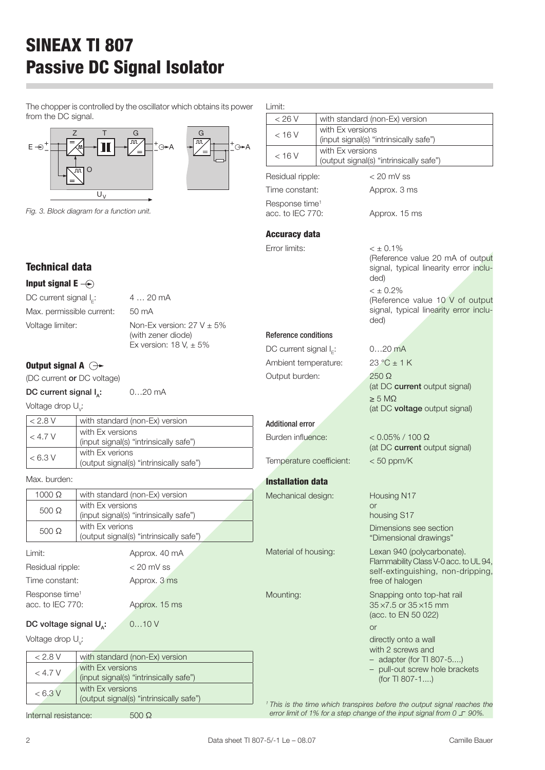# SINEAX TI 807
# Passive DC Signal Isolator

The chopper is controlled by the oscillator which obtains its power from the DC signal.

*Fig. 3. Block diagram for a function unit.*

## Technical data

### Input signal E

| | |
|---|---|
| DC current signal $I_E$: | 4 … 20 mA |
| Max. permissible current: | 50 mA |
| Voltage limiter: | Non-Ex version: 27 V ± 5% (with zener diode)<br>Ex version: 18 V, ± 5% |

### Output signal A

(DC current **or** DC voltage)

**DC current signal $I_A$:** 0…20 mA

Voltage drop $U_V$:

| | |
|---|---|
| < 2.8 V | with standard (non-Ex) version |
| < 4.7 V | with Ex versions (input signal(s) “intrinsically safe”) |
| < 6.3 V | with Ex verions (output signal(s) “intrinsically safe”) |

Max. burden:

| | |
|---|---|
| 1000 Ω | with standard (non-Ex) version |
| 500 Ω | with Ex versions (input signal(s) “intrinsically safe”) |
| 500 Ω | with Ex verions (output signal(s) “intrinsically safe”) |

| | |
|---|---|
| Limit: | Approx. 40 mA |
| Residual ripple: | < 20 mV ss |
| Time constant: | Approx. 3 ms |
| Response time[1] acc. to IEC 770: | Approx. 15 ms |

**DC voltage signal $U_A$:** 0…10 V

Voltage drop $U_V$:

| | |
|---|---|
| < 2.8 V | with standard (non-Ex) version |
| < 4.7 V | with Ex versions (input signal(s) “intrinsically safe”) |
| < 6.3 V | with Ex versions (output signal(s) “intrinsically safe”) |

Internal resistance: 500 Ω

Limit:

| | |
|---|---|
| < 26 V | with standard (non-Ex) version |
| < 16 V | with Ex versions (input signal(s) “intrinsically safe”) |
| < 16 V | with Ex versions (output signal(s) “intrinsically safe”) |

| | |
|---|---|
| Residual ripple: | < 20 mV ss |
| Time constant: | Approx. 3 ms |
| Response time[1] acc. to IEC 770: | Approx. 15 ms |

## Accuracy data

| | |
|---|---|
| Error limits: | < ± 0.1% (Reference value 20 mA of output signal, typical linearity error included)<br>< ± 0.2% (Reference value 10 V of output signal, typical linearity error included) |

### Reference conditions

| | |
|---|---|
| DC current signal $I_E$: | 0…20 mA |
| Ambient temperature: | 23 °C ± 1 K |
| Output burden: | 250 Ω (at DC **current** output signal)<br>≥ 5 MΩ (at DC **voltage** output signal) |

### Additional error

| | |
|---|---|
| Burden influence: | < 0.05% / 100 Ω (at DC **current** output signal) |
| Temperature coefficient: | < 50 ppm/K |

## Installation data

| | |
|---|---|
| Mechanical design: | Housing N17 or housing S17<br>Dimensions see section “Dimensional drawings” |
| Material of housing: | Lexan 940 (polycarbonate). Flammability Class V-0 acc. to UL 94, self-extinguishing, non-dripping, free of halogen |
| Mounting: | Snapping onto top-hat rail 35 × 7.5 or 35 × 15 mm (acc. to EN 50 022)<br>or<br>directly onto a wall with 2 screws and<br>– adapter (for TI 807-5....)<br>– pull-out screw hole brackets (for TI 807-1....) |

*[1] This is the time which transpires before the output signal reaches the error limit of 1% for a step change of the input signal from 0 ⌐ 90%.*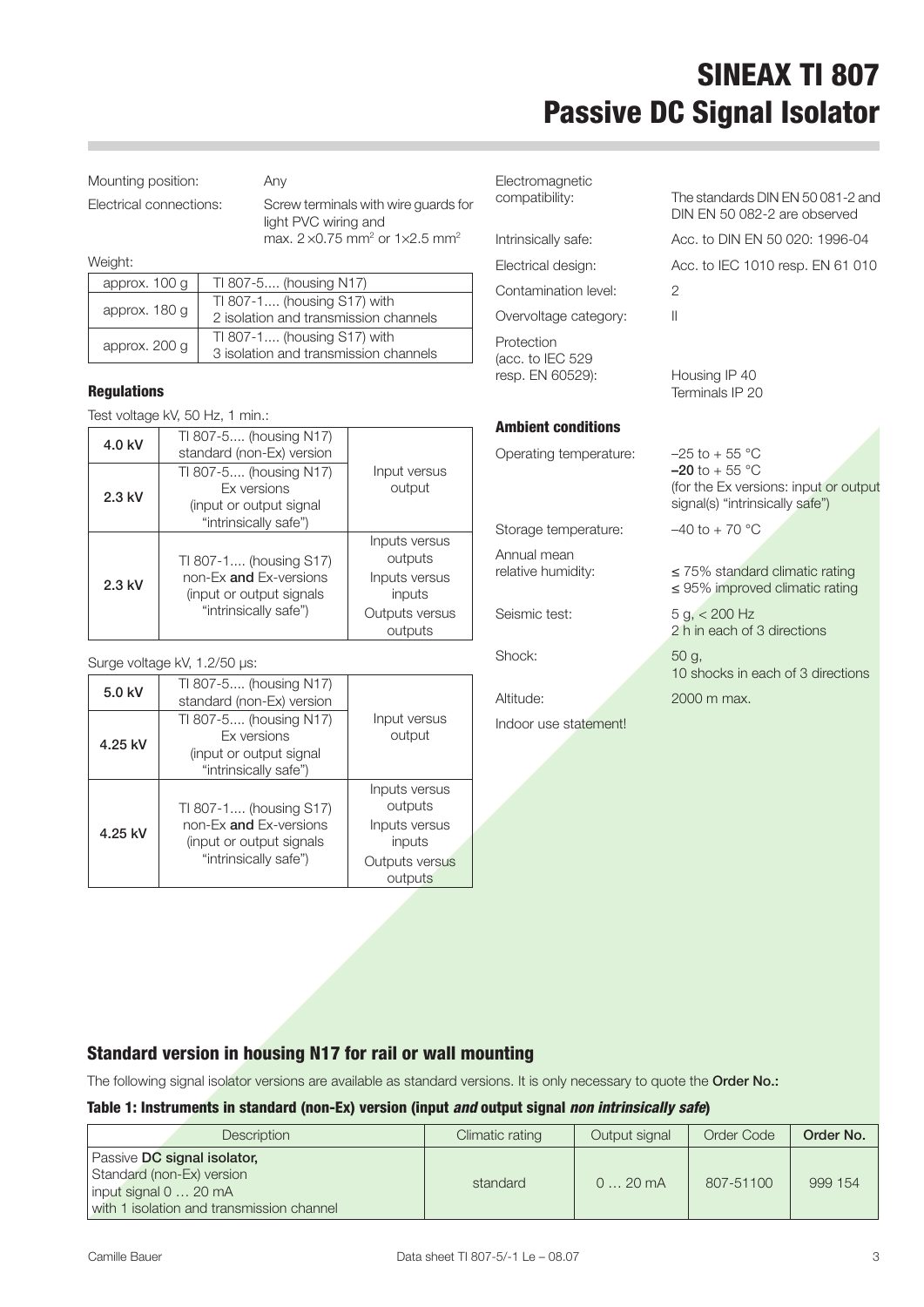# SINEAX TI 807 Passive DC Signal Isolator

Mounting position: Any

Electrical connections: Screw terminals with wire guards for light PVC wiring and max. 2 ×0.75 mm² or 1×2.5 mm²

Weight:

| | |
|---|---|
| approx. 100 g | TI 807-5.... (housing N17) |
| approx. 180 g | TI 807-1.... (housing S17) with 2 isolation and transmission channels |
| approx. 200 g | TI 807-1.... (housing S17) with 3 isolation and transmission channels |

### Regulations

Test voltage kV, 50 Hz, 1 min.:

| | | |
|---|---|---|
| **4.0 kV** | TI 807-5.... (housing N17) standard (non-Ex) version | Input versus output |
| **2.3 kV** | TI 807-5.... (housing N17) Ex versions (input or output signal "intrinsically safe") | |
| **2.3 kV** | TI 807-1.... (housing S17) non-Ex **and** Ex-versions (input or output signals "intrinsically safe") | Inputs versus outputs Inputs versus inputs Outputs versus outputs |

Surge voltage kV, 1.2/50 µs:

| | | |
|---|---|---|
| **5.0 kV** | TI 807-5.... (housing N17) standard (non-Ex) version | Input versus output |
| **4.25 kV** | TI 807-5.... (housing N17) Ex versions (input or output signal "intrinsically safe") | |
| **4.25 kV** | TI 807-1.... (housing S17) non-Ex **and** Ex-versions (input or output signals "intrinsically safe") | Inputs versus outputs Inputs versus inputs Outputs versus outputs |

Electromagnetic compatibility: The standards DIN EN 50 081-2 and DIN EN 50 082-2 are observed

Intrinsically safe: Acc. to DIN EN 50 020: 1996-04

Electrical design: Acc. to IEC 1010 resp. EN 61 010

Contamination level: 2

Overvoltage category: II

Protection (acc. to IEC 529 resp. EN 60529): Housing IP 40, Terminals IP 20

### Ambient conditions

Operating temperature: –25 to + 55 °C
**–20** to + 55 °C (for the Ex versions: input or output signal(s) "intrinsically safe")

Storage temperature: –40 to + 70 °C

Annual mean relative humidity: ≤ 75% standard climatic rating
≤ 95% improved climatic rating

Seismic test: 5 g, < 200 Hz
2 h in each of 3 directions

Shock: 50 g,
10 shocks in each of 3 directions

Altitude: 2000 m max.

Indoor use statement!

## Standard version in housing N17 for rail or wall mounting

The following signal isolator versions are available as standard versions. It is only necessary to quote the **Order No.:**

#### Table 1: Instruments in standard (non-Ex) version (input *and* output signal *non intrinsically safe*)

| Description | Climatic rating | Output signal | Order Code | **Order No.** |
|---|---|---|---|---|
| Passive **DC signal isolator,** Standard (non-Ex) version input signal 0 … 20 mA with 1 isolation and transmission channel | standard | 0 … 20 mA | 807-51100 | 999 154 |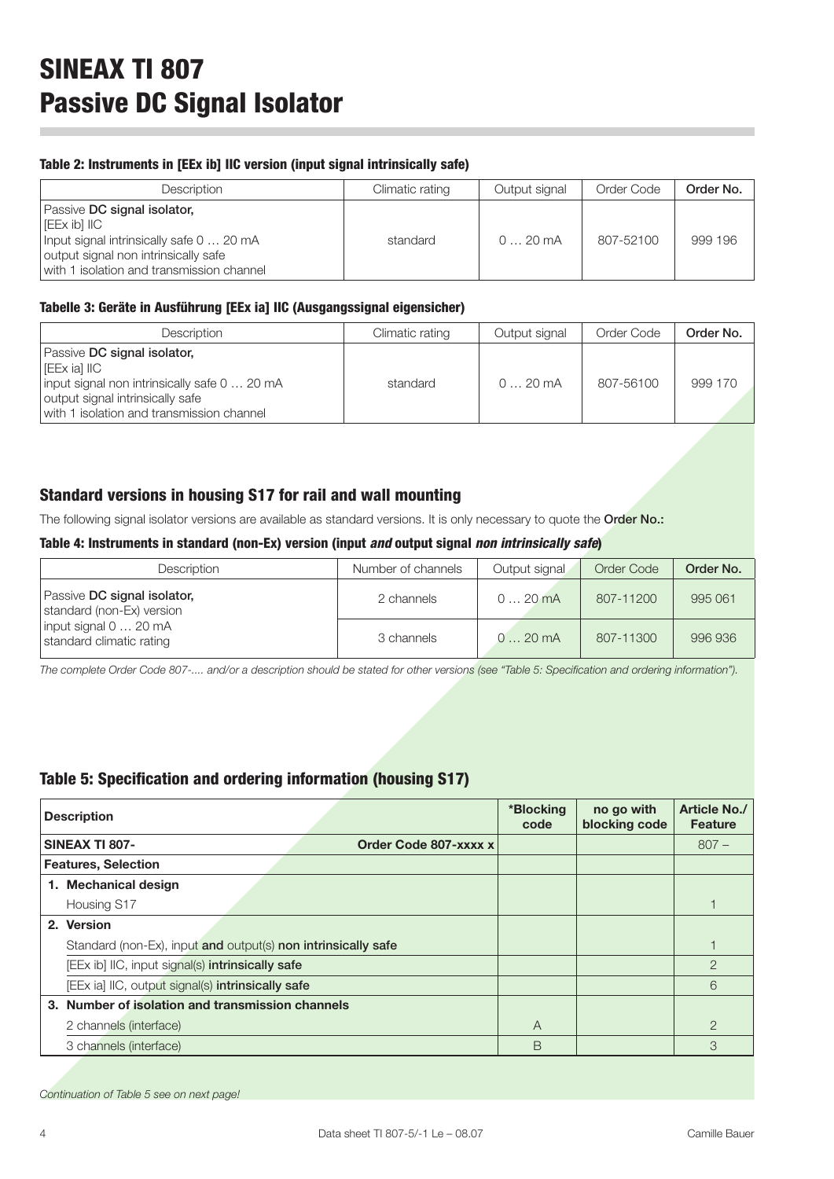# SINEAX TI 807
# Passive DC Signal Isolator

#### Table 2: Instruments in [EEx ib] IIC version (input signal intrinsically safe)

| Description | Climatic rating | Output signal | Order Code | Order No. |
|---|---|---|---|---|
| Passive **DC signal isolator,** [EEx ib] IIC Input signal intrinsically safe 0 … 20 mA output signal non intrinsically safe with 1 isolation and transmission channel | standard | 0 … 20 mA | 807-52100 | 999 196 |

#### Tabelle 3: Geräte in Ausführung [EEx ia] IIC (Ausgangssignal eigensicher)

| Description | Climatic rating | Output signal | Order Code | Order No. |
|---|---|---|---|---|
| Passive **DC signal isolator,** [EEx ia] IIC input signal non intrinsically safe 0 … 20 mA output signal intrinsically safe with 1 isolation and transmission channel | standard | 0 … 20 mA | 807-56100 | 999 170 |

## Standard versions in housing S17 for rail and wall mounting

The following signal isolator versions are available as standard versions. It is only necessary to quote the **Order No.:**

#### Table 4: Instruments in standard (non-Ex) version (input *and* output signal *non intrinsically safe*)

| Description | Number of channels | Output signal | Order Code | Order No. |
|---|---|---|---|---|
| Passive **DC signal isolator,** standard (non-Ex) version input signal 0 … 20 mA standard climatic rating | 2 channels | 0 … 20 mA | 807-11200 | 995 061 |
| | 3 channels | 0 … 20 mA | 807-11300 | 996 936 |

*The complete Order Code 807-.... and/or a description should be stated for other versions (see "Table 5: Specification and ordering information").*

## Table 5: Specification and ordering information (housing S17)

| Description | | *Blocking code | no go with blocking code | Article No./ Feature |
|---|---|---|---|---|
| **SINEAX TI 807-** | **Order Code 807-xxxx x** | | | 807 – |
| **Features, Selection** | | | | |
| **1. Mechanical design** | | | | |
| Housing S17 | | | | 1 |
| **2. Version** | | | | |
| Standard (non-Ex), input **and** output(s) **non intrinsically safe** | | | | 1 |
| [EEx ib] IIC, input signal(s) **intrinsically safe** | | | | 2 |
| [EEx ia] IIC, output signal(s) **intrinsically safe** | | | | 6 |
| **3. Number of isolation and transmission channels** | | | | |
| 2 channels (interface) | | A | | 2 |
| 3 channels (interface) | | B | | 3 |

*Continuation of Table 5 see on next page!*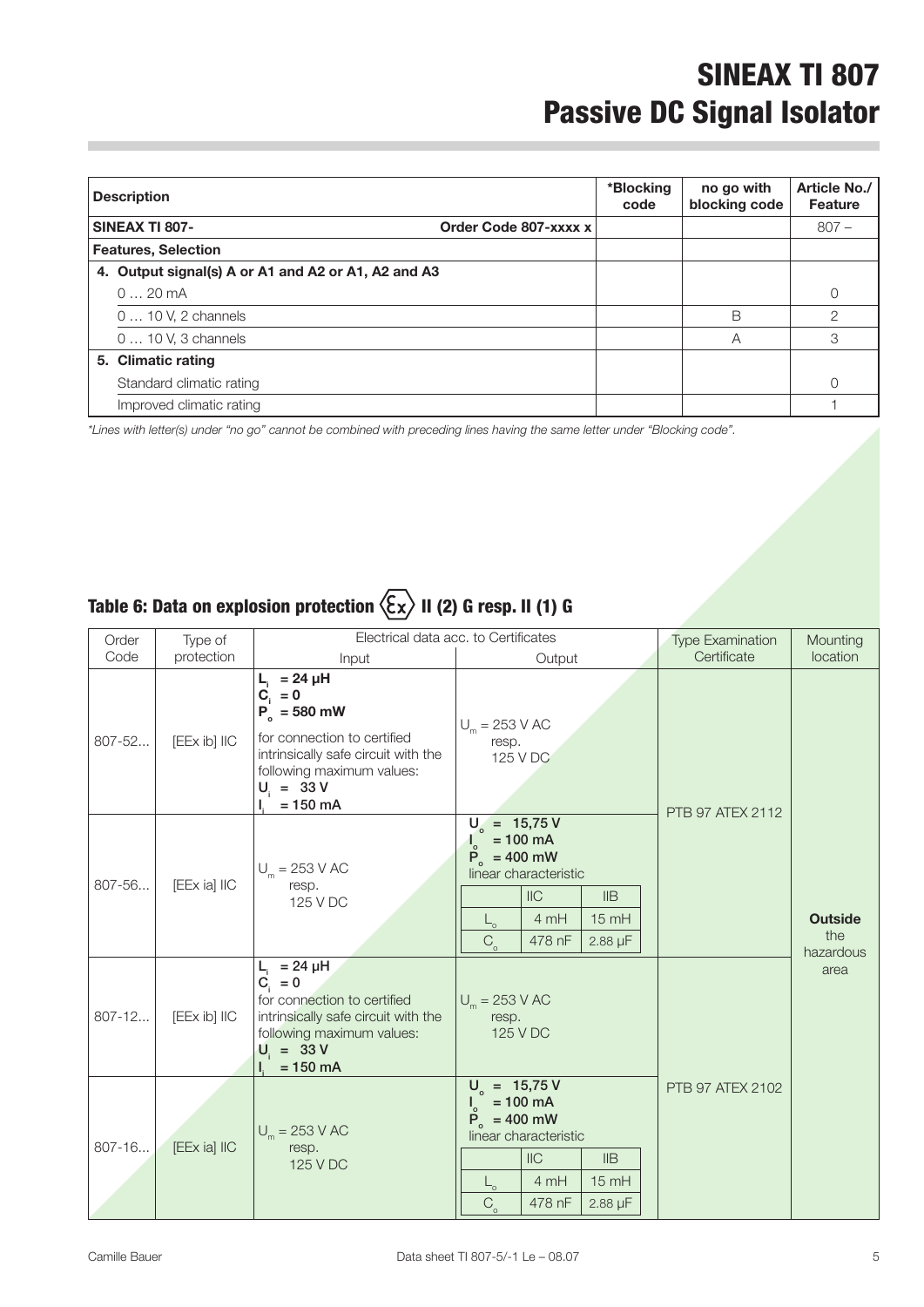# SINEAX TI 807
# Passive DC Signal Isolator

| Description | | *Blocking code | no go with blocking code | Article No./ Feature |
|---|---|---|---|---|
| **SINEAX TI 807-** | **Order Code 807-xxxx x** | | | 807 – |
| **Features, Selection** | | | | |
| **4. Output signal(s) A or A1 and A2 or A1, A2 and A3** | | | | |
| 0 … 20 mA | | | | 0 |
| 0 … 10 V, 2 channels | | | B | 2 |
| 0 … 10 V, 3 channels | | | A | 3 |
| **5. Climatic rating** | | | | |
| Standard climatic rating | | | | 0 |
| Improved climatic rating | | | | 1 |

*\*Lines with letter(s) under "no go" cannot be combined with preceding lines having the same letter under "Blocking code".*

## Table 6: Data on explosion protection ⟨Ex⟩ II (2) G resp. II (1) G

| Order Code | Type of protection | Electrical data acc. to Certificates – Input | Electrical data acc. to Certificates – Output | Type Examination Certificate | Mounting location |
|---|---|---|---|---|---|
| 807-52... | [EEx ib] IIC | **$L_i$ = 24 µH** <br> **$C_i$ = 0** <br> **$P_o$ = 580 mW** <br> for connection to certified intrinsically safe circuit with the following maximum values: <br> **$U_i$ = 33 V** <br> **$I_i$ = 150 mA** | $U_m$ = 253 V AC resp. 125 V DC | PTB 97 ATEX 2112 | **Outside** the hazardous area |
| 807-56... | [EEx ia] IIC | $U_m$ = 253 V AC resp. 125 V DC | **$U_o$ = 15,75 V** <br> **$I_o$ = 100 mA** <br> **$P_o$ = 400 mW** <br> linear characteristic <br> IIC: $L_o$ 4 mH, $C_o$ 478 nF <br> IIB: $L_o$ 15 mH, $C_o$ 2.88 µF | PTB 97 ATEX 2112 | **Outside** the hazardous area |
| 807-12... | [EEx ib] IIC | **$L_i$ = 24 µH** <br> **$C_i$ = 0** <br> for connection to certified intrinsically safe circuit with the following maximum values: <br> **$U_i$ = 33 V** <br> **$I_i$ = 150 mA** | $U_m$ = 253 V AC resp. 125 V DC | PTB 97 ATEX 2102 | **Outside** the hazardous area |
| 807-16... | [EEx ia] IIC | $U_m$ = 253 V AC resp. 125 V DC | **$U_o$ = 15,75 V** <br> **$I_o$ = 100 mA** <br> **$P_o$ = 400 mW** <br> linear characteristic <br> IIC: $L_o$ 4 mH, $C_o$ 478 nF <br> IIB: $L_o$ 15 mH, $C_o$ 2.88 µF | PTB 97 ATEX 2102 | **Outside** the hazardous area |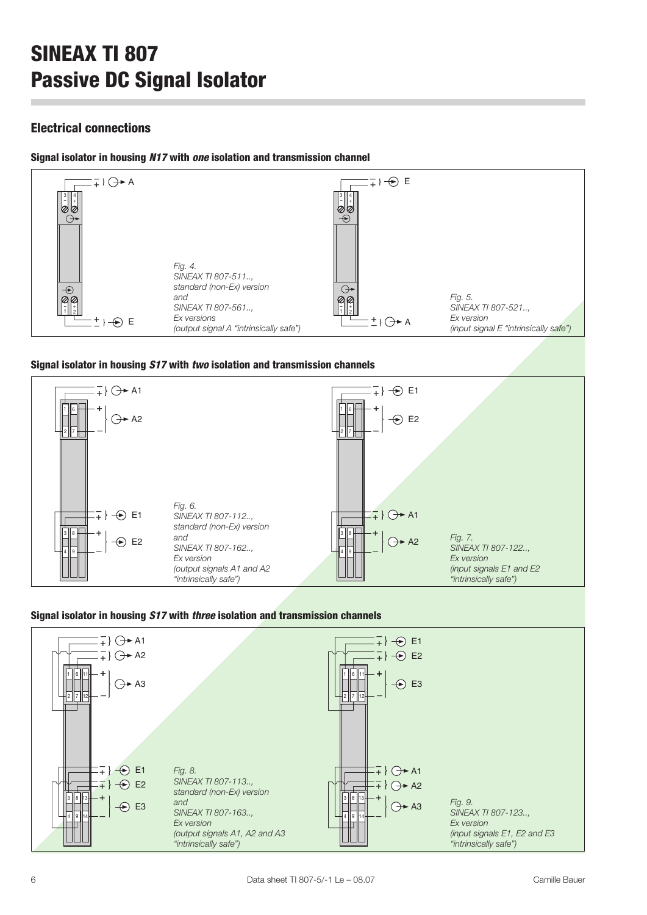# SINEAX TI 807
# Passive DC Signal Isolator

## Electrical connections

### Signal isolator in housing *N17* with *one* isolation and transmission channel

*Fig. 4. SINEAX TI 807-511.., standard (non-Ex) version and SINEAX TI 807-561.., Ex versions (output signal A "intrinsically safe")*

*Fig. 5. SINEAX TI 807-521.., Ex version (input signal E "intrinsically safe")*

### Signal isolator in housing *S17* with *two* isolation and transmission channels

*Fig. 6. SINEAX TI 807-112.., standard (non-Ex) version and SINEAX TI 807-162.., Ex version (output signals A1 and A2 "intrinsically safe")*

*Fig. 7. SINEAX TI 807-122.., Ex version (input signals E1 and E2 "intrinsically safe")*

### Signal isolator in housing *S17* with *three* isolation and transmission channels

*Fig. 8. SINEAX TI 807-113.., standard (non-Ex) version and SINEAX TI 807-163.., Ex version (output signals A1, A2 and A3 "intrinsically safe")*

*Fig. 9. SINEAX TI 807-123.., Ex version (input signals E1, E2 and E3 "intrinsically safe")*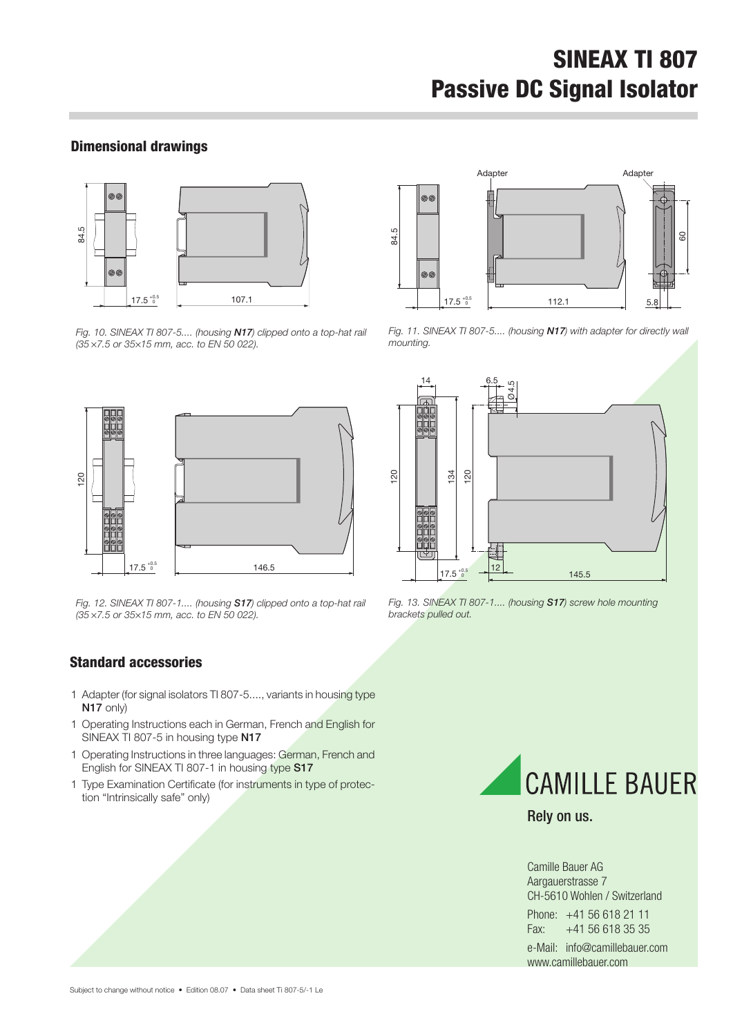# SINEAX TI 807
# Passive DC Signal Isolator

## Dimensional drawings

84.5

17.5 $^{+0.5}_{0}$

107.1

*Fig. 10. SINEAX TI 807-5.... (housing **N17**) clipped onto a top-hat rail (35×7.5 or 35×15 mm, acc. to EN 50 022).*

Adapter

Adapter

84.5

17.5 $^{+0.5}_{0}$

112.1

5.8

60

*Fig. 11. SINEAX TI 807-5.... (housing **N17**) with adapter for directly wall mounting.*

120

17.5 $^{+0.5}_{0}$

146.5

*Fig. 12. SINEAX TI 807-1.... (housing **S17**) clipped onto a top-hat rail (35×7.5 or 35×15 mm, acc. to EN 50 022).*

14

6.5

Ø4.5

120

134

120

17.5 $^{+0.5}_{0}$

12

145.5

*Fig. 13. SINEAX TI 807-1.... (housing **S17**) screw hole mounting brackets pulled out.*

## Standard accessories

- 1 Adapter (for signal isolators TI 807-5...., variants in housing type **N17** only)
- 1 Operating Instructions each in German, French and English for SINEAX TI 807-5 in housing type **N17**
- 1 Operating Instructions in three languages: German, French and English for SINEAX TI 807-1 in housing type **S17**
- 1 Type Examination Certificate (for instruments in type of protection "Intrinsically safe" only)

CAMILLE BAUER

Rely on us.

Camille Bauer AG
Aargauerstrasse 7
CH-5610 Wohlen / Switzerland

Phone: +41 56 618 21 11
Fax: +41 56 618 35 35

e-Mail: info@camillebauer.com
www.camillebauer.com

Subject to change without notice • Edition 08.07 • Data sheet Ti 807-5/-1 Le